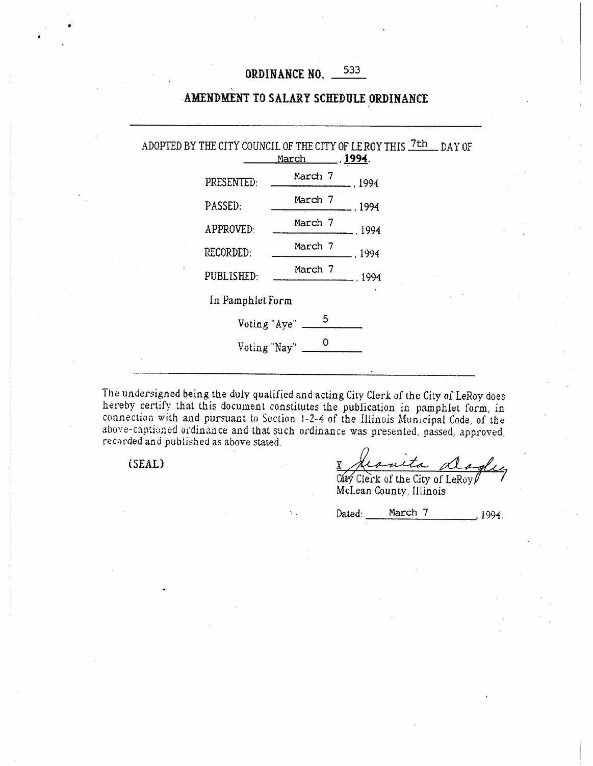# ORDINANCE NO. 533

## AMENDMENT TO SALARY SCHEDULE ORDINANCE

---

ADOPTED BY THE CITY COUNCIL OF THE CITY OF LE ROY THIS 7th DAY OF March, **1994**.

PRESENTED: March 7, 1994

PASSED: March 7, 1994

APPROVED: March 7, 1994

RECORDED: March 7, 1994

PUBLISHED: March 7, 1994

In Pamphlet Form

Voting "Aye" 5

Voting "Nay" 0

---

The undersigned being the duly qualified and acting City Clerk of the City of LeRoy does hereby certify that this document constitutes the publication in pamphlet form, in connection with and pursuant to Section 1-2-4 of the Illinois Municipal Code, of the above-captioned ordinance and that such ordinance was presented, passed, approved, recorded and published as above stated.

(SEAL)

X Juanita Dagley
City Clerk of the City of LeRoy
McLean County, Illinois

Dated: March 7, 1994.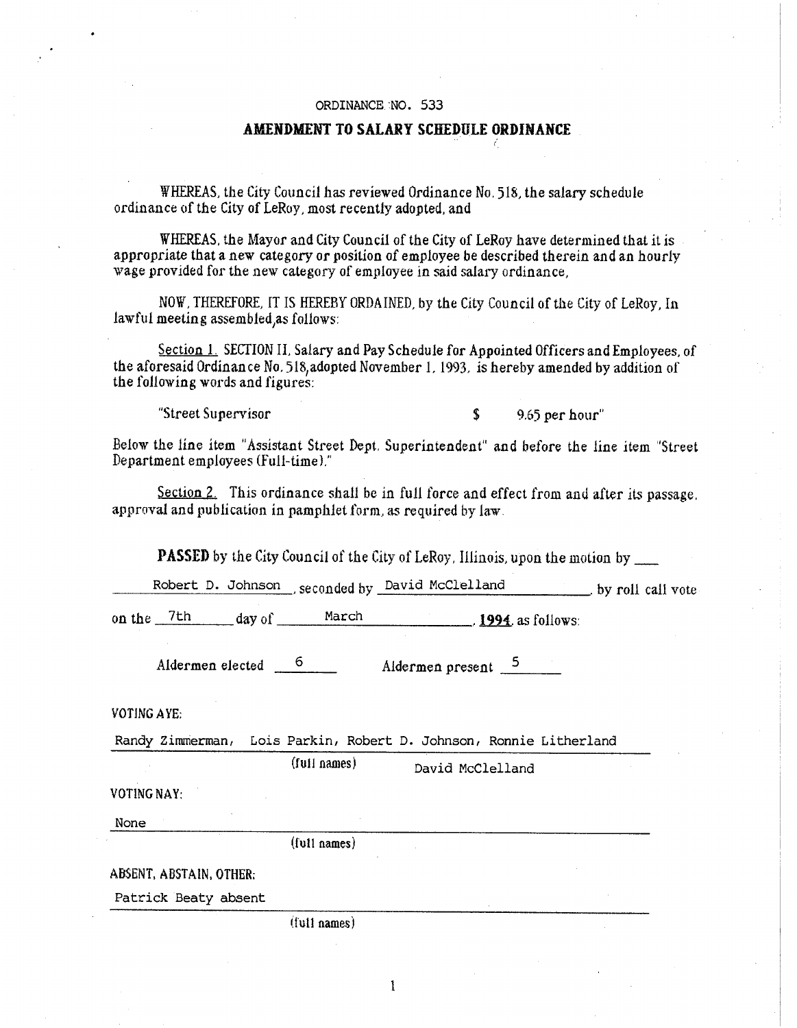ORDINANCE NO. 533

## AMENDMENT TO SALARY SCHEDULE ORDINANCE

WHEREAS, the City Council has reviewed Ordinance No. 518, the salary schedule ordinance of the City of LeRoy, most recently adopted, and

WHEREAS, the Mayor and City Council of the City of LeRoy have determined that it is appropriate that a new category or position of employee be described therein and an hourly wage provided for the new category of employee in said salary ordinance,

NOW, THEREFORE, IT IS HEREBY ORDAINED, by the City Council of the City of LeRoy, In lawful meeting assembled,as follows:

Section 1. SECTION II, Salary and Pay Schedule for Appointed Officers and Employees, of the aforesaid Ordinance No. 518,adopted November 1, 1993, is hereby amended by addition of the following words and figures:

"Street Supervisor $ 9.65 per hour"

Below the line item "Assistant Street Dept. Superintendent" and before the line item "Street Department employees (Full-time)."

Section 2. This ordinance shall be in full force and effect from and after its passage, approval and publication in pamphlet form, as required by law.

**PASSED** by the City Council of the City of LeRoy, Illinois, upon the motion by Robert D. Johnson, seconded by David McClelland, by roll call vote on the 7th day of March, **1994**, as follows:

Aldermen elected 6 Aldermen present 5

VOTING AYE:

Randy Zimmerman, Lois Parkin, Robert D. Johnson, Ronnie Litherland, David McClelland

(full names)

VOTING NAY:

None

(full names)

ABSENT, ABSTAIN, OTHER:

Patrick Beaty absent

(full names)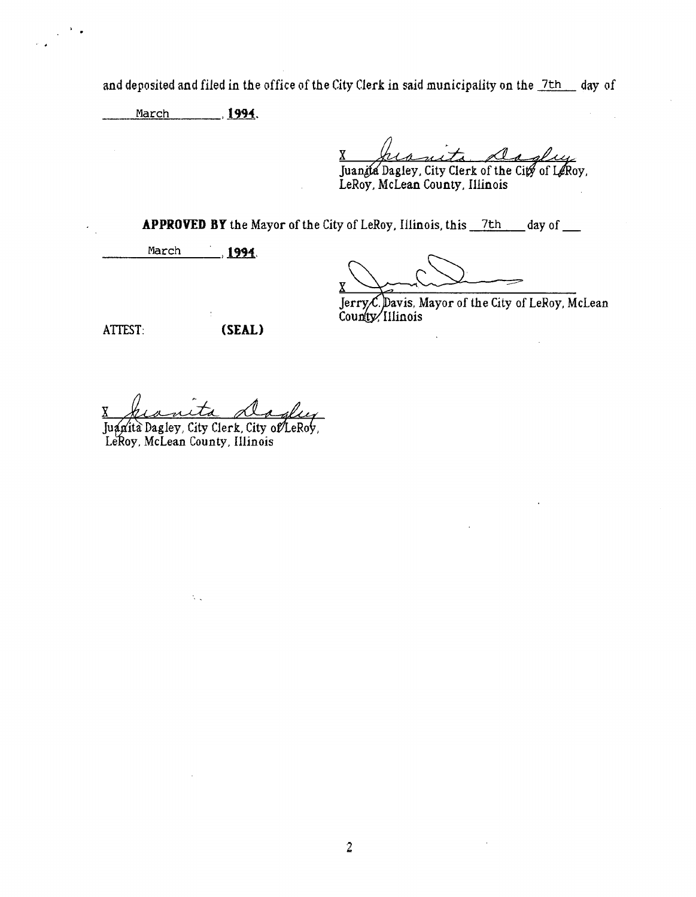and deposited and filed in the office of the City Clerk in said municipality on the 7th day of March, **1994**.

X *Juanita Dagley*
Juanita Dagley, City Clerk of the City of LeRoy, LeRoy, McLean County, Illinois

**APPROVED BY** the Mayor of the City of LeRoy, Illinois, this 7th day of March, **1994**.

X *[signature]*
Jerry C. Davis, Mayor of the City of LeRoy, McLean County, Illinois

ATTEST: **(SEAL)**

X *Juanita Dagley*
Juanita Dagley, City Clerk, City of LeRoy, LeRoy, McLean County, Illinois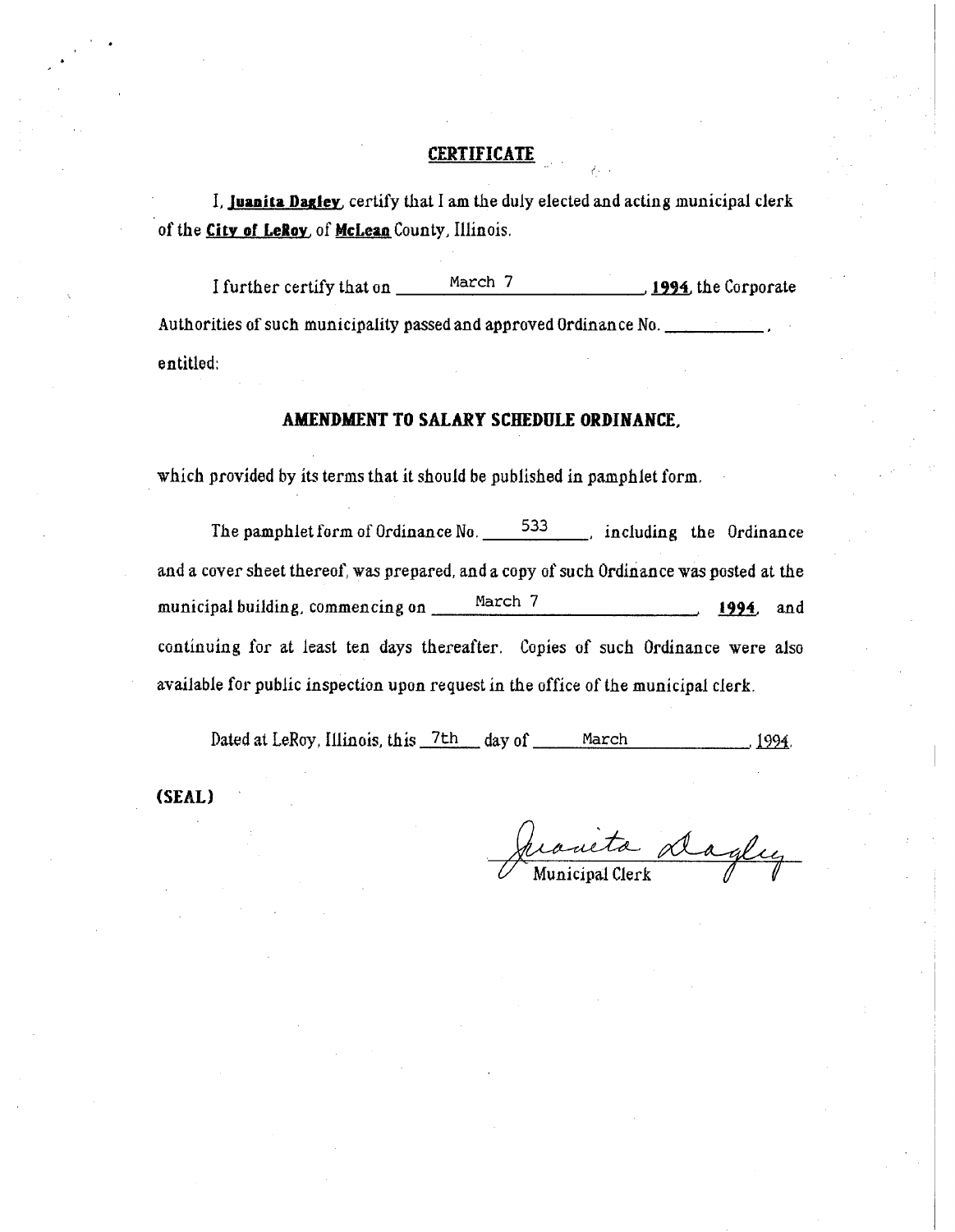## CERTIFICATE

I, **Juanita Dagley**, certify that I am the duly elected and acting municipal clerk of the **City of LeRoy**, of **McLean** County, Illinois.

I further certify that on March 7, **1994**, the Corporate Authorities of such municipality passed and approved Ordinance No. \_\_\_\_\_\_\_\_\_\_, entitled:

### AMENDMENT TO SALARY SCHEDULE ORDINANCE,

which provided by its terms that it should be published in pamphlet form.

The pamphlet form of Ordinance No. 533, including the Ordinance and a cover sheet thereof, was prepared, and a copy of such Ordinance was posted at the municipal building, commencing on March 7, **1994**, and continuing for at least ten days thereafter. Copies of such Ordinance were also available for public inspection upon request in the office of the municipal clerk.

Dated at LeRoy, Illinois, this 7th day of March, 1994.

**(SEAL)**

Juanita Dagley
Municipal Clerk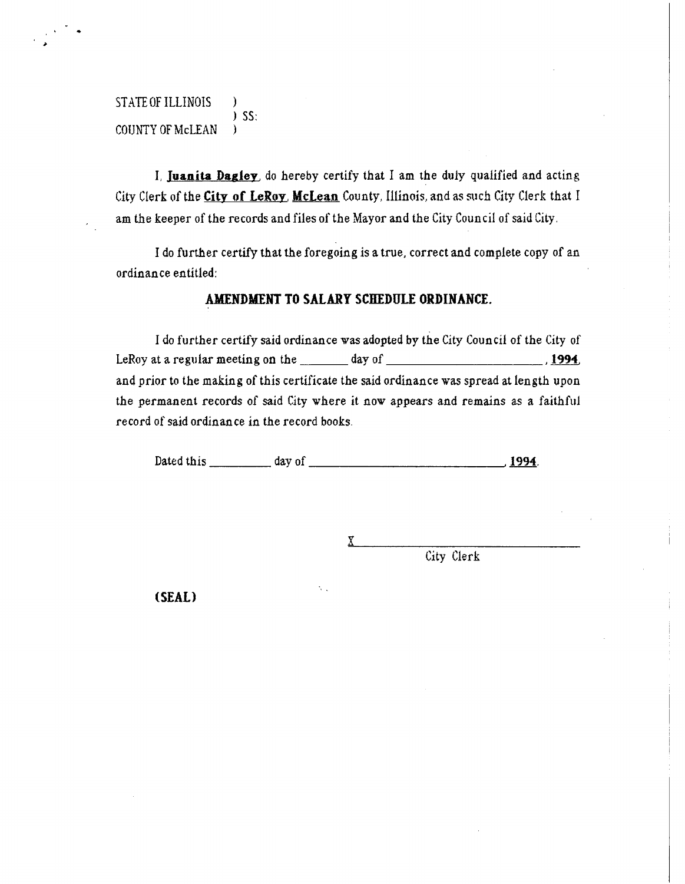STATE OF ILLINOIS )
) SS:
COUNTY OF McLEAN )

I, **Juanita Dagley**, do hereby certify that I am the duly qualified and acting City Clerk of the **City of LeRoy**, **McLean** County, Illinois, and as such City Clerk that I am the keeper of the records and files of the Mayor and the City Council of said City.

I do further certify that the foregoing is a true, correct and complete copy of an ordinance entitled:

**AMENDMENT TO SALARY SCHEDULE ORDINANCE.**

I do further certify said ordinance was adopted by the City Council of the City of LeRoy at a regular meeting on the _______ day of ________________________, **1994**, and prior to the making of this certificate the said ordinance was spread at length upon the permanent records of said City where it now appears and remains as a faithful record of said ordinance in the record books.

Dated this _________ day of ______________________________, **1994**.

X ________________________________
City Clerk

**(SEAL)**